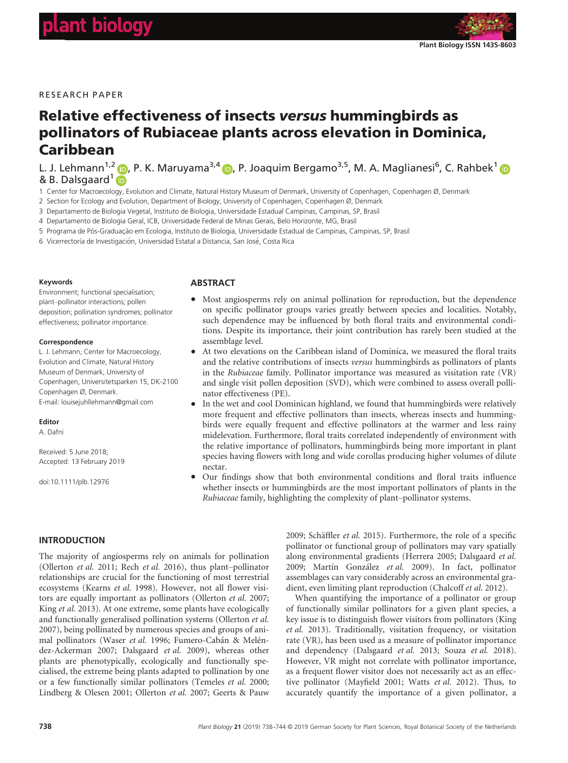RESEARCH PAPER

# Relative effectiveness of insects *versus* hummingbirds as pollinators of Rubiaceae plants across elevation in Dominica, Caribbean

L. J. Lehmann[1,2], P. K. Maruyama[3,4], P. Joaquim Bergamo[3,5], M. A. Maglianesi[6], C. Rahbek[1] & B. Dalsgaard[1]

1 Center for Macroecology, Evolution and Climate, Natural History Museum of Denmark, University of Copenhagen, Copenhagen Ø, Denmark
2 Section for Ecology and Evolution, Department of Biology, University of Copenhagen, Copenhagen Ø, Denmark
3 Departamento de Biologia Vegetal, Instituto de Biologia, Universidade Estadual Campinas, Campinas, SP, Brasil
4 Departamento de Biologia Geral, ICB, Universidade Federal de Minas Gerais, Belo Horizonte, MG, Brasil
5 Programa de Pós-Graduação em Ecologia, Instituto de Biologia, Universidade Estadual de Campinas, Campinas, SP, Brasil
6 Vicerrectoría de Investigación, Universidad Estatal a Distancia, San José, Costa Rica

**Keywords**

Environment; functional specialisation; plant–pollinator interactions; pollen deposition; pollination syndromes; pollinator effectiveness; pollinator importance.

**Correspondence**

L. J. Lehmann, Center for Macroecology, Evolution and Climate, Natural History Museum of Denmark, University of Copenhagen, Universitetsparken 15, DK-2100 Copenhagen Ø, Denmark.
E-mail: louisejuhllehmann@gmail.com

**Editor**

A. Dafni

Received: 5 June 2018; Accepted: 13 February 2019

doi:10.1111/plb.12976

## ABSTRACT

- Most angiosperms rely on animal pollination for reproduction, but the dependence on specific pollinator groups varies greatly between species and localities. Notably, such dependence may be influenced by both floral traits and environmental conditions. Despite its importance, their joint contribution has rarely been studied at the assemblage level.
- At two elevations on the Caribbean island of Dominica, we measured the floral traits and the relative contributions of insects *versus* hummingbirds as pollinators of plants in the *Rubiaceae* family. Pollinator importance was measured as visitation rate (VR) and single visit pollen deposition (SVD), which were combined to assess overall pollinator effectiveness (PE).
- In the wet and cool Dominican highland, we found that hummingbirds were relatively more frequent and effective pollinators than insects, whereas insects and hummingbirds were equally frequent and effective pollinators at the warmer and less rainy midelevation. Furthermore, floral traits correlated independently of environment with the relative importance of pollinators, hummingbirds being more important in plant species having flowers with long and wide corollas producing higher volumes of dilute nectar.
- Our findings show that both environmental conditions and floral traits influence whether insects or hummingbirds are the most important pollinators of plants in the *Rubiaceae* family, highlighting the complexity of plant–pollinator systems.

## INTRODUCTION

The majority of angiosperms rely on animals for pollination (Ollerton *et al.* 2011; Rech *et al.* 2016), thus plant–pollinator relationships are crucial for the functioning of most terrestrial ecosystems (Kearns *et al.* 1998). However, not all flower visitors are equally important as pollinators (Ollerton *et al.* 2007; King *et al.* 2013). At one extreme, some plants have ecologically and functionally generalised pollination systems (Ollerton *et al.* 2007), being pollinated by numerous species and groups of animal pollinators (Waser *et al.* 1996; Fumero-Cabán & Meléndez-Ackerman 2007; Dalsgaard *et al.* 2009), whereas other plants are phenotypically, ecologically and functionally specialised, the extreme being plants adapted to pollination by one or a few functionally similar pollinators (Temeles *et al.* 2000; Lindberg & Olesen 2001; Ollerton *et al.* 2007; Geerts & Pauw 2009; Schäffler *et al.* 2015). Furthermore, the role of a specific pollinator or functional group of pollinators may vary spatially along environmental gradients (Herrera 2005; Dalsgaard *et al.* 2009; Martín González *et al.* 2009). In fact, pollinator assemblages can vary considerably across an environmental gradient, even limiting plant reproduction (Chalcoff *et al.* 2012).

When quantifying the importance of a pollinator or group of functionally similar pollinators for a given plant species, a key issue is to distinguish flower visitors from pollinators (King *et al.* 2013). Traditionally, visitation frequency, or visitation rate (VR), has been used as a measure of pollinator importance and dependency (Dalsgaard *et al.* 2013; Souza *et al.* 2018). However, VR might not correlate with pollinator importance, as a frequent flower visitor does not necessarily act as an effective pollinator (Mayfield 2001; Watts *et al.* 2012). Thus, to accurately quantify the importance of a given pollinator, a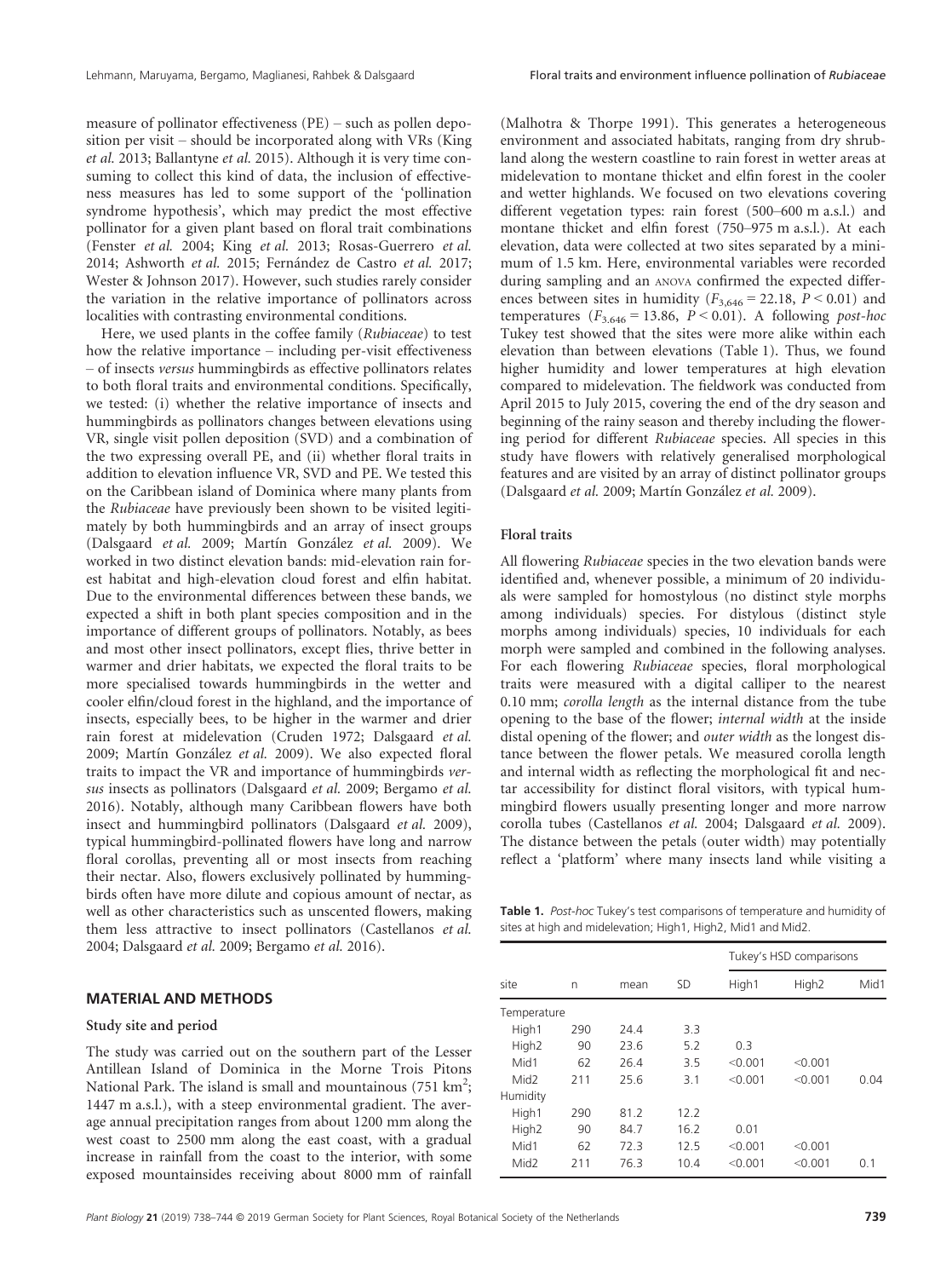measure of pollinator effectiveness (PE) – such as pollen deposition per visit – should be incorporated along with VRs (King *et al.* 2013; Ballantyne *et al.* 2015). Although it is very time consuming to collect this kind of data, the inclusion of effectiveness measures has led to some support of the 'pollination syndrome hypothesis', which may predict the most effective pollinator for a given plant based on floral trait combinations (Fenster *et al.* 2004; King *et al.* 2013; Rosas-Guerrero *et al.* 2014; Ashworth *et al.* 2015; Fernández de Castro *et al.* 2017; Wester & Johnson 2017). However, such studies rarely consider the variation in the relative importance of pollinators across localities with contrasting environmental conditions.

Here, we used plants in the coffee family (*Rubiaceae*) to test how the relative importance – including per-visit effectiveness – of insects *versus* hummingbirds as effective pollinators relates to both floral traits and environmental conditions. Specifically, we tested: (i) whether the relative importance of insects and hummingbirds as pollinators changes between elevations using VR, single visit pollen deposition (SVD) and a combination of the two expressing overall PE, and (ii) whether floral traits in addition to elevation influence VR, SVD and PE. We tested this on the Caribbean island of Dominica where many plants from the *Rubiaceae* have previously been shown to be visited legitimately by both hummingbirds and an array of insect groups (Dalsgaard *et al.* 2009; Martín González *et al.* 2009). We worked in two distinct elevation bands: mid-elevation rain forest habitat and high-elevation cloud forest and elfin habitat. Due to the environmental differences between these bands, we expected a shift in both plant species composition and in the importance of different groups of pollinators. Notably, as bees and most other insect pollinators, except flies, thrive better in warmer and drier habitats, we expected the floral traits to be more specialised towards hummingbirds in the wetter and cooler elfin/cloud forest in the highland, and the importance of insects, especially bees, to be higher in the warmer and drier rain forest at midelevation (Cruden 1972; Dalsgaard *et al.* 2009; Martín González *et al.* 2009). We also expected floral traits to impact the VR and importance of hummingbirds *versus* insects as pollinators (Dalsgaard *et al.* 2009; Bergamo *et al.* 2016). Notably, although many Caribbean flowers have both insect and hummingbird pollinators (Dalsgaard *et al.* 2009), typical hummingbird-pollinated flowers have long and narrow floral corollas, preventing all or most insects from reaching their nectar. Also, flowers exclusively pollinated by hummingbirds often have more dilute and copious amount of nectar, as well as other characteristics such as unscented flowers, making them less attractive to insect pollinators (Castellanos *et al.* 2004; Dalsgaard *et al.* 2009; Bergamo *et al.* 2016).

## MATERIAL AND METHODS

### Study site and period

The study was carried out on the southern part of the Lesser Antillean Island of Dominica in the Morne Trois Pitons National Park. The island is small and mountainous (751 km$^2$; 1447 m a.s.l.), with a steep environmental gradient. The average annual precipitation ranges from about 1200 mm along the west coast to 2500 mm along the east coast, with a gradual increase in rainfall from the coast to the interior, with some exposed mountainsides receiving about 8000 mm of rainfall (Malhotra & Thorpe 1991). This generates a heterogeneous environment and associated habitats, ranging from dry shrubland along the western coastline to rain forest in wetter areas at midelevation to montane thicket and elfin forest in the cooler and wetter highlands. We focused on two elevations covering different vegetation types: rain forest (500–600 m a.s.l.) and montane thicket and elfin forest (750–975 m a.s.l.). At each elevation, data were collected at two sites separated by a minimum of 1.5 km. Here, environmental variables were recorded during sampling and an ANOVA confirmed the expected differences between sites in humidity ($F_{3,646} = 22.18$, $P < 0.01$) and temperatures ($F_{3,646} = 13.86$, $P < 0.01$). A following *post-hoc* Tukey test showed that the sites were more alike within each elevation than between elevations (Table 1). Thus, we found higher humidity and lower temperatures at high elevation compared to midelevation. The fieldwork was conducted from April 2015 to July 2015, covering the end of the dry season and beginning of the rainy season and thereby including the flowering period for different *Rubiaceae* species. All species in this study have flowers with relatively generalised morphological features and are visited by an array of distinct pollinator groups (Dalsgaard *et al.* 2009; Martín González *et al.* 2009).

### Floral traits

All flowering *Rubiaceae* species in the two elevation bands were identified and, whenever possible, a minimum of 20 individuals were sampled for homostylous (no distinct style morphs among individuals) species. For distylous (distinct style morphs among individuals) species, 10 individuals for each morph were sampled and combined in the following analyses. For each flowering *Rubiaceae* species, floral morphological traits were measured with a digital calliper to the nearest 0.10 mm; *corolla length* as the internal distance from the tube opening to the base of the flower; *internal width* at the inside distal opening of the flower; and *outer width* as the longest distance between the flower petals. We measured corolla length and internal width as reflecting the morphological fit and nectar accessibility for distinct floral visitors, with typical hummingbird flowers usually presenting longer and more narrow corolla tubes (Castellanos *et al.* 2004; Dalsgaard *et al.* 2009). The distance between the petals (outer width) may potentially reflect a 'platform' where many insects land while visiting a

**Table 1.** *Post-hoc* Tukey's test comparisons of temperature and humidity of sites at high and midelevation; High1, High2, Mid1 and Mid2.

| site | n | mean | SD | Tukey's HSD comparisons | | |
|---|---|---|---|---|---|---|
| | | | | High1 | High2 | Mid1 |
| Temperature | | | | | | |
| High1 | 290 | 24.4 | 3.3 | | | |
| High2 | 90 | 23.6 | 5.2 | 0.3 | | |
| Mid1 | 62 | 26.4 | 3.5 | <0.001 | <0.001 | |
| Mid2 | 211 | 25.6 | 3.1 | <0.001 | <0.001 | 0.04 |
| Humidity | | | | | | |
| High1 | 290 | 81.2 | 12.2 | | | |
| High2 | 90 | 84.7 | 16.2 | 0.01 | | |
| Mid1 | 62 | 72.3 | 12.5 | <0.001 | <0.001 | |
| Mid2 | 211 | 76.3 | 10.4 | <0.001 | <0.001 | 0.1 |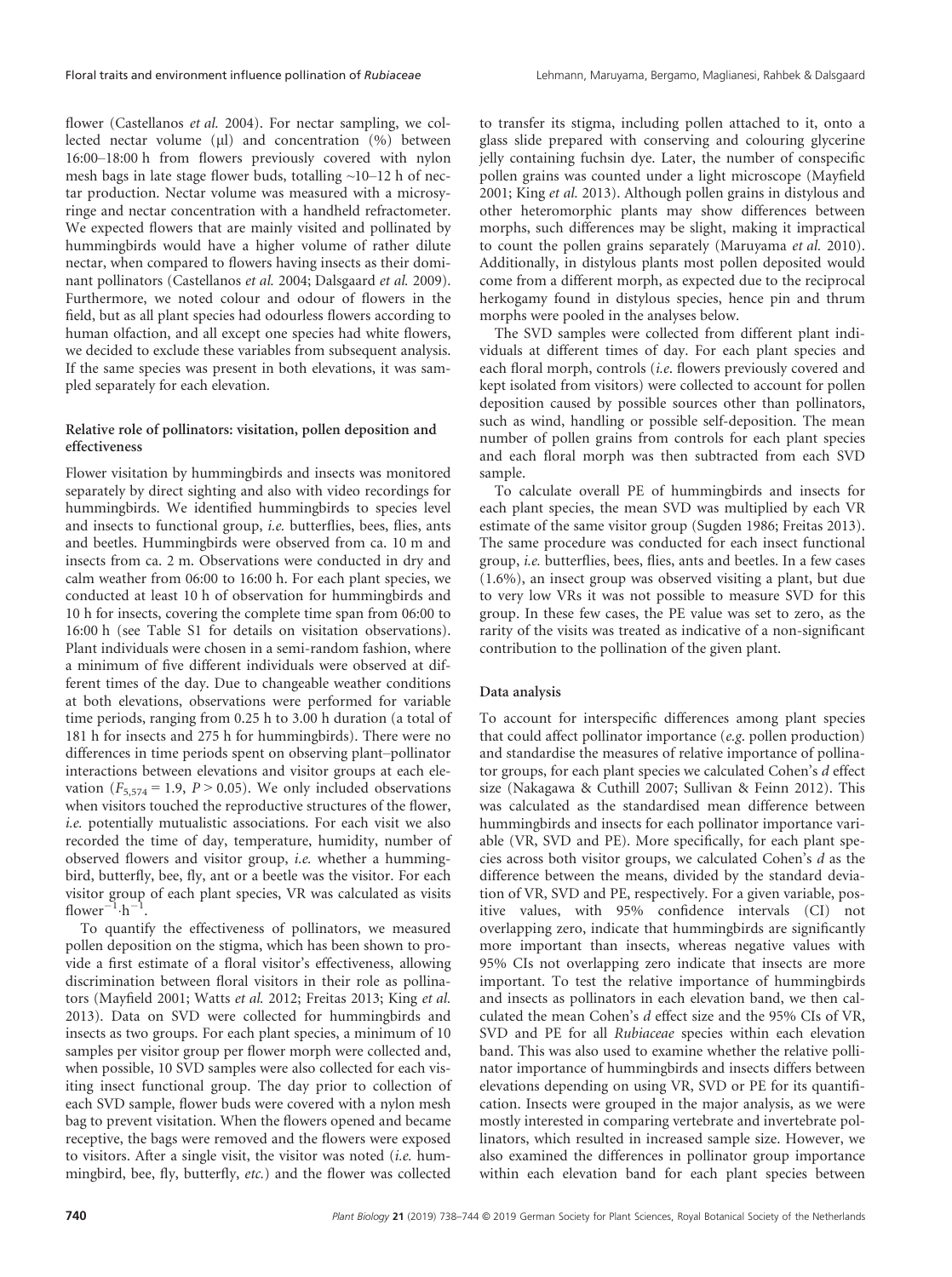flower (Castellanos *et al.* 2004). For nectar sampling, we collected nectar volume (μl) and concentration (%) between 16:00–18:00 h from flowers previously covered with nylon mesh bags in late stage flower buds, totalling ~10–12 h of nectar production. Nectar volume was measured with a microsyringe and nectar concentration with a handheld refractometer. We expected flowers that are mainly visited and pollinated by hummingbirds would have a higher volume of rather dilute nectar, when compared to flowers having insects as their dominant pollinators (Castellanos *et al.* 2004; Dalsgaard *et al.* 2009). Furthermore, we noted colour and odour of flowers in the field, but as all plant species had odourless flowers according to human olfaction, and all except one species had white flowers, we decided to exclude these variables from subsequent analysis. If the same species was present in both elevations, it was sampled separately for each elevation.

### Relative role of pollinators: visitation, pollen deposition and effectiveness

Flower visitation by hummingbirds and insects was monitored separately by direct sighting and also with video recordings for hummingbirds. We identified hummingbirds to species level and insects to functional group, *i.e.* butterflies, bees, flies, ants and beetles. Hummingbirds were observed from ca. 10 m and insects from ca. 2 m. Observations were conducted in dry and calm weather from 06:00 to 16:00 h. For each plant species, we conducted at least 10 h of observation for hummingbirds and 10 h for insects, covering the complete time span from 06:00 to 16:00 h (see Table S1 for details on visitation observations). Plant individuals were chosen in a semi-random fashion, where a minimum of five different individuals were observed at different times of the day. Due to changeable weather conditions at both elevations, observations were performed for variable time periods, ranging from 0.25 h to 3.00 h duration (a total of 181 h for insects and 275 h for hummingbirds). There were no differences in time periods spent on observing plant–pollinator interactions between elevations and visitor groups at each elevation ($F_{5,574} = 1.9$, $P > 0.05$). We only included observations when visitors touched the reproductive structures of the flower, *i.e.* potentially mutualistic associations. For each visit we also recorded the time of day, temperature, humidity, number of observed flowers and visitor group, *i.e.* whether a hummingbird, butterfly, bee, fly, ant or a beetle was the visitor. For each visitor group of each plant species, VR was calculated as visits $\text{flower}^{-1}\cdot\text{h}^{-1}$.

To quantify the effectiveness of pollinators, we measured pollen deposition on the stigma, which has been shown to provide a first estimate of a floral visitor's effectiveness, allowing discrimination between floral visitors in their role as pollinators (Mayfield 2001; Watts *et al.* 2012; Freitas 2013; King *et al.* 2013). Data on SVD were collected for hummingbirds and insects as two groups. For each plant species, a minimum of 10 samples per visitor group per flower morph were collected and, when possible, 10 SVD samples were also collected for each visiting insect functional group. The day prior to collection of each SVD sample, flower buds were covered with a nylon mesh bag to prevent visitation. When the flowers opened and became receptive, the bags were removed and the flowers were exposed to visitors. After a single visit, the visitor was noted (*i.e.* hummingbird, bee, fly, butterfly, *etc.*) and the flower was collected to transfer its stigma, including pollen attached to it, onto a glass slide prepared with conserving and colouring glycerine jelly containing fuchsin dye. Later, the number of conspecific pollen grains was counted under a light microscope (Mayfield 2001; King *et al.* 2013). Although pollen grains in distylous and other heteromorphic plants may show differences between morphs, such differences may be slight, making it impractical to count the pollen grains separately (Maruyama *et al.* 2010). Additionally, in distylous plants most pollen deposited would come from a different morph, as expected due to the reciprocal herkogamy found in distylous species, hence pin and thrum morphs were pooled in the analyses below.

The SVD samples were collected from different plant individuals at different times of day. For each plant species and each floral morph, controls (*i.e.* flowers previously covered and kept isolated from visitors) were collected to account for pollen deposition caused by possible sources other than pollinators, such as wind, handling or possible self-deposition. The mean number of pollen grains from controls for each plant species and each floral morph was then subtracted from each SVD sample.

To calculate overall PE of hummingbirds and insects for each plant species, the mean SVD was multiplied by each VR estimate of the same visitor group (Sugden 1986; Freitas 2013). The same procedure was conducted for each insect functional group, *i.e.* butterflies, bees, flies, ants and beetles. In a few cases (1.6%), an insect group was observed visiting a plant, but due to very low VRs it was not possible to measure SVD for this group. In these few cases, the PE value was set to zero, as the rarity of the visits was treated as indicative of a non-significant contribution to the pollination of the given plant.

### Data analysis

To account for interspecific differences among plant species that could affect pollinator importance (*e.g.* pollen production) and standardise the measures of relative importance of pollinator groups, for each plant species we calculated Cohen's *d* effect size (Nakagawa & Cuthill 2007; Sullivan & Feinn 2012). This was calculated as the standardised mean difference between hummingbirds and insects for each pollinator importance variable (VR, SVD and PE). More specifically, for each plant species across both visitor groups, we calculated Cohen's *d* as the difference between the means, divided by the standard deviation of VR, SVD and PE, respectively. For a given variable, positive values, with 95% confidence intervals (CI) not overlapping zero, indicate that hummingbirds are significantly more important than insects, whereas negative values with 95% CIs not overlapping zero indicate that insects are more important. To test the relative importance of hummingbirds and insects as pollinators in each elevation band, we then calculated the mean Cohen's *d* effect size and the 95% CIs of VR, SVD and PE for all *Rubiaceae* species within each elevation band. This was also used to examine whether the relative pollinator importance of hummingbirds and insects differs between elevations depending on using VR, SVD or PE for its quantification. Insects were grouped in the major analysis, as we were mostly interested in comparing vertebrate and invertebrate pollinators, which resulted in increased sample size. However, we also examined the differences in pollinator group importance within each elevation band for each plant species between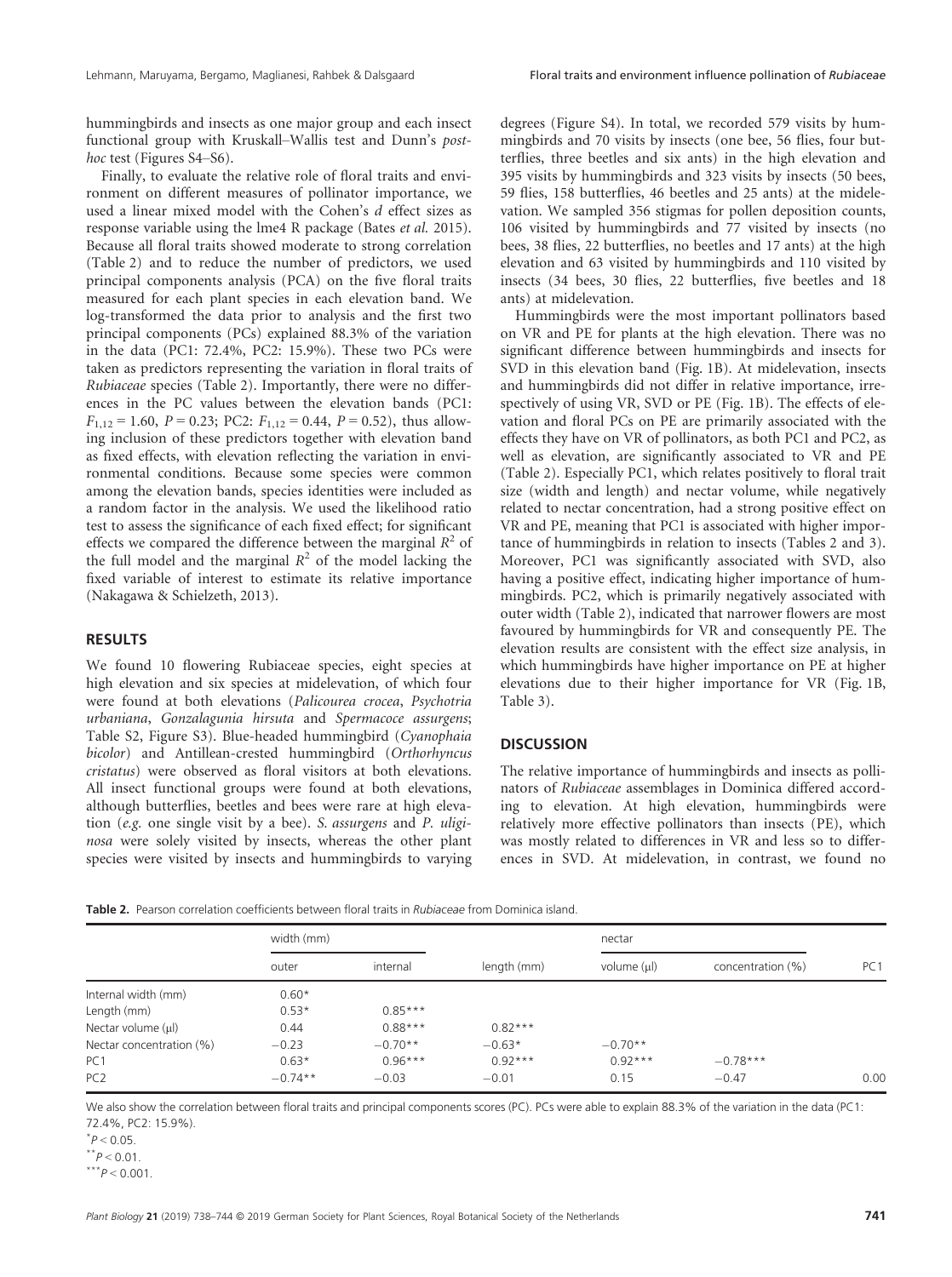hummingbirds and insects as one major group and each insect functional group with Kruskall–Wallis test and Dunn's *post-hoc* test (Figures S4–S6).

Finally, to evaluate the relative role of floral traits and environment on different measures of pollinator importance, we used a linear mixed model with the Cohen's *d* effect sizes as response variable using the lme4 R package (Bates *et al.* 2015). Because all floral traits showed moderate to strong correlation (Table 2) and to reduce the number of predictors, we used principal components analysis (PCA) on the five floral traits measured for each plant species in each elevation band. We log-transformed the data prior to analysis and the first two principal components (PCs) explained 88.3% of the variation in the data (PC1: 72.4%, PC2: 15.9%). These two PCs were taken as predictors representing the variation in floral traits of *Rubiaceae* species (Table 2). Importantly, there were no differences in the PC values between the elevation bands (PC1: $F_{1,12} = 1.60$, $P = 0.23$; PC2: $F_{1,12} = 0.44$, $P = 0.52$), thus allowing inclusion of these predictors together with elevation band as fixed effects, with elevation reflecting the variation in environmental conditions. Because some species were common among the elevation bands, species identities were included as a random factor in the analysis. We used the likelihood ratio test to assess the significance of each fixed effect; for significant effects we compared the difference between the marginal $R^2$ of the full model and the marginal $R^2$ of the model lacking the fixed variable of interest to estimate its relative importance (Nakagawa & Schielzeth, 2013).

## RESULTS

We found 10 flowering Rubiaceae species, eight species at high elevation and six species at midelevation, of which four were found at both elevations (*Palicourea crocea*, *Psychotria urbaniana*, *Gonzalagunia hirsuta* and *Spermacoce assurgens*; Table S2, Figure S3). Blue-headed hummingbird (*Cyanophaia bicolor*) and Antillean-crested hummingbird (*Orthorhyncus cristatus*) were observed as floral visitors at both elevations. All insect functional groups were found at both elevations, although butterflies, beetles and bees were rare at high elevation (*e.g.* one single visit by a bee). *S. assurgens* and *P. uliginosa* were solely visited by insects, whereas the other plant species were visited by insects and hummingbirds to varying degrees (Figure S4). In total, we recorded 579 visits by hummingbirds and 70 visits by insects (one bee, 56 flies, four butterflies, three beetles and six ants) in the high elevation and 395 visits by hummingbirds and 323 visits by insects (50 bees, 59 flies, 158 butterflies, 46 beetles and 25 ants) at the midelevation. We sampled 356 stigmas for pollen deposition counts, 106 visited by hummingbirds and 77 visited by insects (no bees, 38 flies, 22 butterflies, no beetles and 17 ants) at the high elevation and 63 visited by hummingbirds and 110 visited by insects (34 bees, 30 flies, 22 butterflies, five beetles and 18 ants) at midelevation.

Hummingbirds were the most important pollinators based on VR and PE for plants at the high elevation. There was no significant difference between hummingbirds and insects for SVD in this elevation band (Fig. 1B). At midelevation, insects and hummingbirds did not differ in relative importance, irrespectively of using VR, SVD or PE (Fig. 1B). The effects of elevation and floral PCs on PE are primarily associated with the effects they have on VR of pollinators, as both PC1 and PC2, as well as elevation, are significantly associated to VR and PE (Table 2). Especially PC1, which relates positively to floral trait size (width and length) and nectar volume, while negatively related to nectar concentration, had a strong positive effect on VR and PE, meaning that PC1 is associated with higher importance of hummingbirds in relation to insects (Tables 2 and 3). Moreover, PC1 was significantly associated with SVD, also having a positive effect, indicating higher importance of hummingbirds. PC2, which is primarily negatively associated with outer width (Table 2), indicated that narrower flowers are most favoured by hummingbirds for VR and consequently PE. The elevation results are consistent with the effect size analysis, in which hummingbirds have higher importance on PE at higher elevations due to their higher importance for VR (Fig. 1B, Table 3).

## DISCUSSION

The relative importance of hummingbirds and insects as pollinators of *Rubiaceae* assemblages in Dominica differed according to elevation. At high elevation, hummingbirds were relatively more effective pollinators than insects (PE), which was mostly related to differences in VR and less so to differences in SVD. At midelevation, in contrast, we found no

**Table 2.** Pearson correlation coefficients between floral traits in *Rubiaceae* from Dominica island.

| | width (mm) | | | nectar | | |
|---|---|---|---|---|---|---|
| | outer | internal | length (mm) | volume (µl) | concentration (%) | PC1 |
| Internal width (mm) | 0.60* | | | | | |
| Length (mm) | 0.53* | 0.85*** | | | | |
| Nectar volume (µl) | 0.44 | 0.88*** | 0.82*** | | | |
| Nectar concentration (%) | −0.23 | −0.70** | −0.63* | −0.70** | | |
| PC1 | 0.63* | 0.96*** | 0.92*** | 0.92*** | −0.78*** | |
| PC2 | −0.74** | −0.03 | −0.01 | 0.15 | −0.47 | 0.00 |

We also show the correlation between floral traits and principal components scores (PC). PCs were able to explain 88.3% of the variation in the data (PC1: 72.4%, PC2: 15.9%).

*$P < 0.05$.

**$P < 0.01$.

***$P < 0.001$.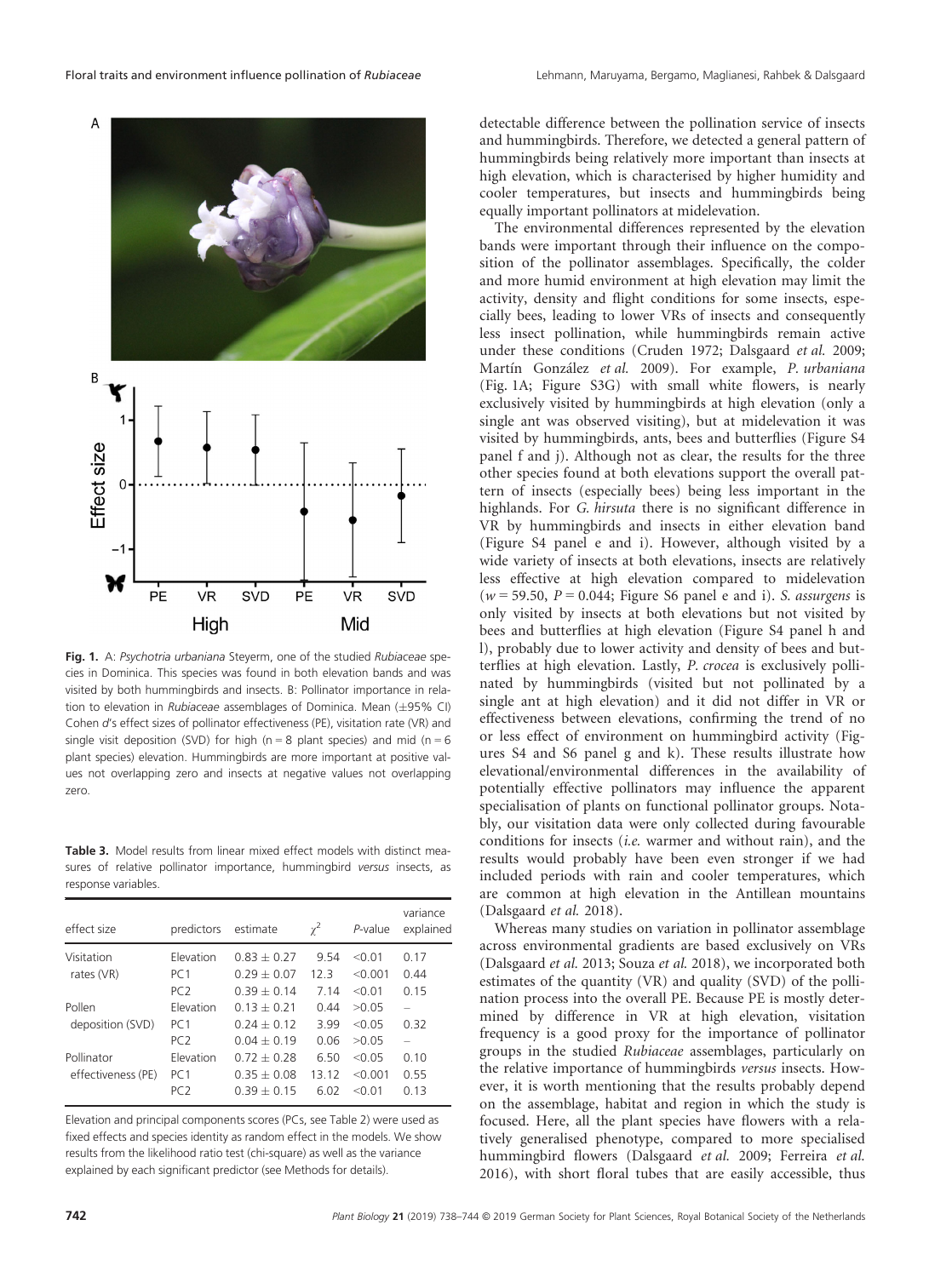Fig. 1. A: *Psychotria urbaniana* Steyerm, one of the studied *Rubiaceae* species in Dominica. This species was found in both elevation bands and was visited by both hummingbirds and insects. B: Pollinator importance in relation to elevation in *Rubiaceae* assemblages of Dominica. Mean (±95% CI) Cohen *d*'s effect sizes of pollinator effectiveness (PE), visitation rate (VR) and single visit deposition (SVD) for high (n = 8 plant species) and mid (n = 6 plant species) elevation. Hummingbirds are more important at positive values not overlapping zero and insects at negative values not overlapping zero.

**Table 3.** Model results from linear mixed effect models with distinct measures of relative pollinator importance, hummingbird *versus* insects, as response variables.

| effect size | predictors | estimate | $\chi^2$ | *P*-value | variance explained |
|---|---|---|---|---|---|
| Visitation rates (VR) | Elevation | 0.83 ± 0.27 | 9.54 | <0.01 | 0.17 |
| | PC1 | 0.29 ± 0.07 | 12.3 | <0.001 | 0.44 |
| | PC2 | 0.39 ± 0.14 | 7.14 | <0.01 | 0.15 |
| Pollen deposition (SVD) | Elevation | 0.13 ± 0.21 | 0.44 | >0.05 | – |
| | PC1 | 0.24 ± 0.12 | 3.99 | <0.05 | 0.32 |
| | PC2 | 0.04 ± 0.19 | 0.06 | >0.05 | – |
| Pollinator effectiveness (PE) | Elevation | 0.72 ± 0.28 | 6.50 | <0.05 | 0.10 |
| | PC1 | 0.35 ± 0.08 | 13.12 | <0.001 | 0.55 |
| | PC2 | 0.39 ± 0.15 | 6.02 | <0.01 | 0.13 |

Elevation and principal components scores (PCs, see Table 2) were used as fixed effects and species identity as random effect in the models. We show results from the likelihood ratio test (chi-square) as well as the variance explained by each significant predictor (see Methods for details).

detectable difference between the pollination service of insects and hummingbirds. Therefore, we detected a general pattern of hummingbirds being relatively more important than insects at high elevation, which is characterised by higher humidity and cooler temperatures, but insects and hummingbirds being equally important pollinators at midelevation.

The environmental differences represented by the elevation bands were important through their influence on the composition of the pollinator assemblages. Specifically, the colder and more humid environment at high elevation may limit the activity, density and flight conditions for some insects, especially bees, leading to lower VRs of insects and consequently less insect pollination, while hummingbirds remain active under these conditions (Cruden 1972; Dalsgaard *et al.* 2009; Martín González *et al.* 2009). For example, *P. urbaniana* (Fig. 1A; Figure S3G) with small white flowers, is nearly exclusively visited by hummingbirds at high elevation (only a single ant was observed visiting), but at midelevation it was visited by hummingbirds, ants, bees and butterflies (Figure S4 panel f and j). Although not as clear, the results for the three other species found at both elevations support the overall pattern of insects (especially bees) being less important in the highlands. For *G. hirsuta* there is no significant difference in VR by hummingbirds and insects in either elevation band (Figure S4 panel e and i). However, although visited by a wide variety of insects at both elevations, insects are relatively less effective at high elevation compared to midelevation ($w = 59.50$, $P = 0.044$; Figure S6 panel e and i). *S. assurgens* is only visited by insects at both elevations but not visited by bees and butterflies at high elevation (Figure S4 panel h and l), probably due to lower activity and density of bees and butterflies at high elevation. Lastly, *P. crocea* is exclusively pollinated by hummingbirds (visited but not pollinated by a single ant at high elevation) and it did not differ in VR or effectiveness between elevations, confirming the trend of no or less effect of environment on hummingbird activity (Figures S4 and S6 panel g and k). These results illustrate how elevational/environmental differences in the availability of potentially effective pollinators may influence the apparent specialisation of plants on functional pollinator groups. Notably, our visitation data were only collected during favourable conditions for insects (*i.e.* warmer and without rain), and the results would probably have been even stronger if we had included periods with rain and cooler temperatures, which are common at high elevation in the Antillean mountains (Dalsgaard *et al.* 2018).

Whereas many studies on variation in pollinator assemblage across environmental gradients are based exclusively on VRs (Dalsgaard *et al.* 2013; Souza *et al.* 2018), we incorporated both estimates of the quantity (VR) and quality (SVD) of the pollination process into the overall PE. Because PE is mostly determined by difference in VR at high elevation, visitation frequency is a good proxy for the importance of pollinator groups in the studied *Rubiaceae* assemblages, particularly on the relative importance of hummingbirds *versus* insects. However, it is worth mentioning that the results probably depend on the assemblage, habitat and region in which the study is focused. Here, all the plant species have flowers with a relatively generalised phenotype, compared to more specialised hummingbird flowers (Dalsgaard *et al.* 2009; Ferreira *et al.* 2016), with short floral tubes that are easily accessible, thus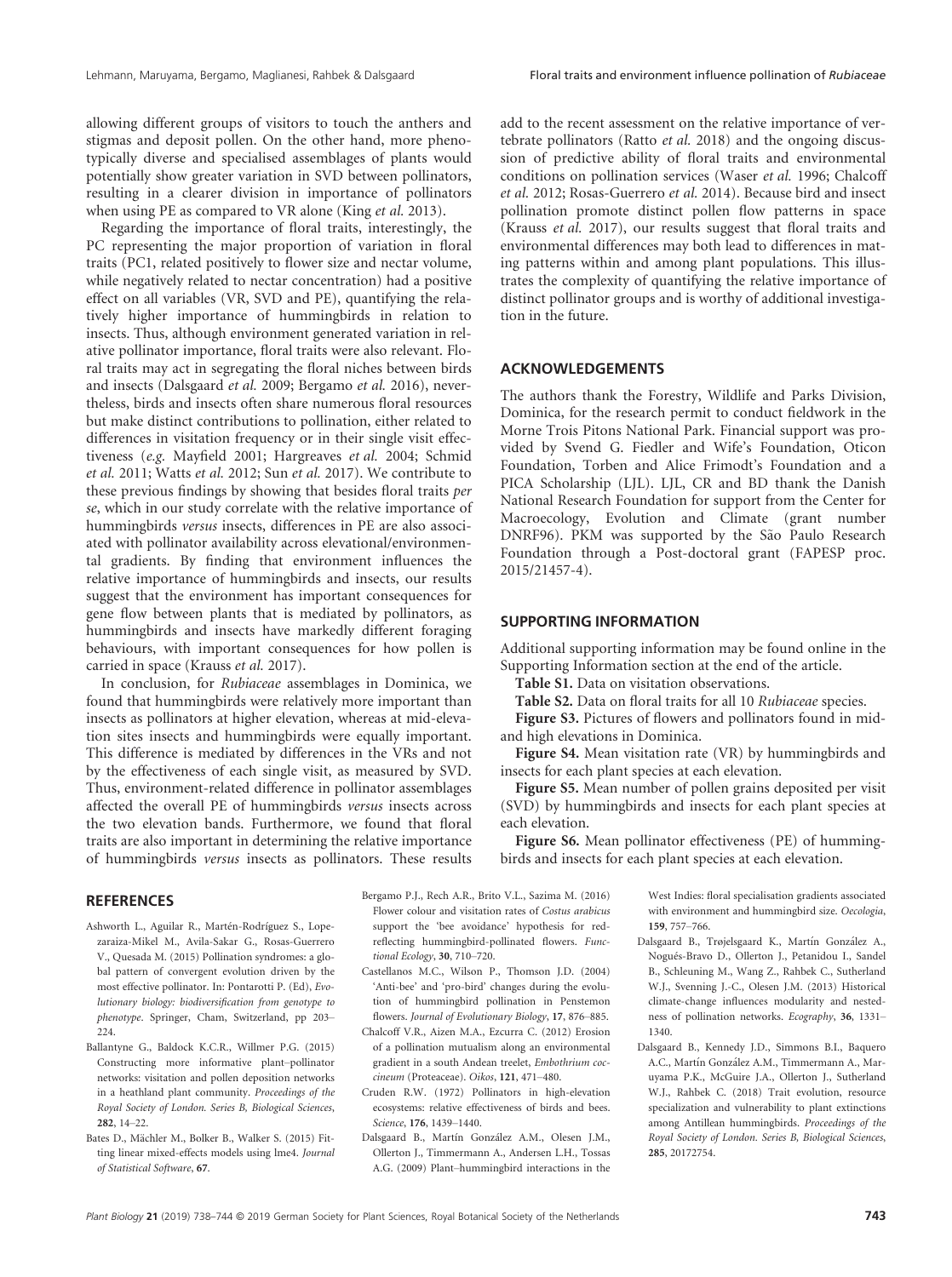allowing different groups of visitors to touch the anthers and stigmas and deposit pollen. On the other hand, more phenotypically diverse and specialised assemblages of plants would potentially show greater variation in SVD between pollinators, resulting in a clearer division in importance of pollinators when using PE as compared to VR alone (King *et al.* 2013).

Regarding the importance of floral traits, interestingly, the PC representing the major proportion of variation in floral traits (PC1, related positively to flower size and nectar volume, while negatively related to nectar concentration) had a positive effect on all variables (VR, SVD and PE), quantifying the relatively higher importance of hummingbirds in relation to insects. Thus, although environment generated variation in relative pollinator importance, floral traits were also relevant. Floral traits may act in segregating the floral niches between birds and insects (Dalsgaard *et al.* 2009; Bergamo *et al.* 2016), nevertheless, birds and insects often share numerous floral resources but make distinct contributions to pollination, either related to differences in visitation frequency or in their single visit effectiveness (*e.g.* Mayfield 2001; Hargreaves *et al.* 2004; Schmid *et al.* 2011; Watts *et al.* 2012; Sun *et al.* 2017). We contribute to these previous findings by showing that besides floral traits *per se*, which in our study correlate with the relative importance of hummingbirds *versus* insects, differences in PE are also associated with pollinator availability across elevational/environmental gradients. By finding that environment influences the relative importance of hummingbirds and insects, our results suggest that the environment has important consequences for gene flow between plants that is mediated by pollinators, as hummingbirds and insects have markedly different foraging behaviours, with important consequences for how pollen is carried in space (Krauss *et al.* 2017).

In conclusion, for *Rubiaceae* assemblages in Dominica, we found that hummingbirds were relatively more important than insects as pollinators at higher elevation, whereas at mid-elevation sites insects and hummingbirds were equally important. This difference is mediated by differences in the VRs and not by the effectiveness of each single visit, as measured by SVD. Thus, environment-related difference in pollinator assemblages affected the overall PE of hummingbirds *versus* insects across the two elevation bands. Furthermore, we found that floral traits are also important in determining the relative importance of hummingbirds *versus* insects as pollinators. These results add to the recent assessment on the relative importance of vertebrate pollinators (Ratto *et al.* 2018) and the ongoing discussion of predictive ability of floral traits and environmental conditions on pollination services (Waser *et al.* 1996; Chalcoff *et al.* 2012; Rosas-Guerrero *et al.* 2014). Because bird and insect pollination promote distinct pollen flow patterns in space (Krauss *et al.* 2017), our results suggest that floral traits and environmental differences may both lead to differences in mating patterns within and among plant populations. This illustrates the complexity of quantifying the relative importance of distinct pollinator groups and is worthy of additional investigation in the future.

## ACKNOWLEDGEMENTS

The authors thank the Forestry, Wildlife and Parks Division, Dominica, for the research permit to conduct fieldwork in the Morne Trois Pitons National Park. Financial support was provided by Svend G. Fiedler and Wife's Foundation, Oticon Foundation, Torben and Alice Frimodt's Foundation and a PICA Scholarship (LJL). LJL, CR and BD thank the Danish National Research Foundation for support from the Center for Macroecology, Evolution and Climate (grant number DNRF96). PKM was supported by the São Paulo Research Foundation through a Post-doctoral grant (FAPESP proc. 2015/21457-4).

## SUPPORTING INFORMATION

Additional supporting information may be found online in the Supporting Information section at the end of the article.

**Table S1.** Data on visitation observations.

**Table S2.** Data on floral traits for all 10 *Rubiaceae* species.

**Figure S3.** Pictures of flowers and pollinators found in mid- and high elevations in Dominica.

**Figure S4.** Mean visitation rate (VR) by hummingbirds and insects for each plant species at each elevation.

**Figure S5.** Mean number of pollen grains deposited per visit (SVD) by hummingbirds and insects for each plant species at each elevation.

**Figure S6.** Mean pollinator effectiveness (PE) of hummingbirds and insects for each plant species at each elevation.

## REFERENCES

Ashworth L., Aguilar R., Martén-Rodríguez S., Lopezaraiza-Mikel M., Avila-Sakar G., Rosas-Guerrero V., Quesada M. (2015) Pollination syndromes: a global pattern of convergent evolution driven by the most effective pollinator. In: Pontarotti P. (Ed), *Evolutionary biology: biodiversification from genotype to phenotype*. Springer, Cham, Switzerland, pp 203–224.

Ballantyne G., Baldock K.C.R., Willmer P.G. (2015) Constructing more informative plant–pollinator networks: visitation and pollen deposition networks in a heathland plant community. *Proceedings of the Royal Society of London. Series B, Biological Sciences*, **282**, 14–22.

Bates D., Mächler M., Bolker B., Walker S. (2015) Fitting linear mixed-effects models using lme4. *Journal of Statistical Software*, **67**.

Bergamo P.J., Rech A.R., Brito V.L., Sazima M. (2016) Flower colour and visitation rates of *Costus arabicus* support the 'bee avoidance' hypothesis for red-reflecting hummingbird-pollinated flowers. *Functional Ecology*, **30**, 710–720.

Castellanos M.C., Wilson P., Thomson J.D. (2004) 'Anti-bee' and 'pro-bird' changes during the evolution of hummingbird pollination in Penstemon flowers. *Journal of Evolutionary Biology*, **17**, 876–885.

Chalcoff V.R., Aizen M.A., Ezcurra C. (2012) Erosion of a pollination mutualism along an environmental gradient in a south Andean treelet, *Embothrium coccineum* (Proteaceae). *Oikos*, **121**, 471–480.

Cruden R.W. (1972) Pollinators in high-elevation ecosystems: relative effectiveness of birds and bees. *Science*, **176**, 1439–1440.

Dalsgaard B., Martín González A.M., Olesen J.M., Ollerton J., Timmermann A., Andersen L.H., Tossas A.G. (2009) Plant–hummingbird interactions in the West Indies: floral specialisation gradients associated with environment and hummingbird size. *Oecologia*, **159**, 757–766.

Dalsgaard B., Trøjelsgaard K., Martín González A., Nogués-Bravo D., Ollerton J., Petanidou I., Sandel B., Schleuning M., Wang Z., Rahbek C., Sutherland W.J., Svenning J.-C., Olesen J.M. (2013) Historical climate-change influences modularity and nestedness of pollination networks. *Ecography*, **36**, 1331–1340.

Dalsgaard B., Kennedy J.D., Simmons B.I., Baquero A.C., Martín González A.M., Timmermann A., Maruyama P.K., McGuire J.A., Ollerton J., Sutherland W.J., Rahbek C. (2018) Trait evolution, resource specialization and vulnerability to plant extinctions among Antillean hummingbirds. *Proceedings of the Royal Society of London. Series B, Biological Sciences*, **285**, 20172754.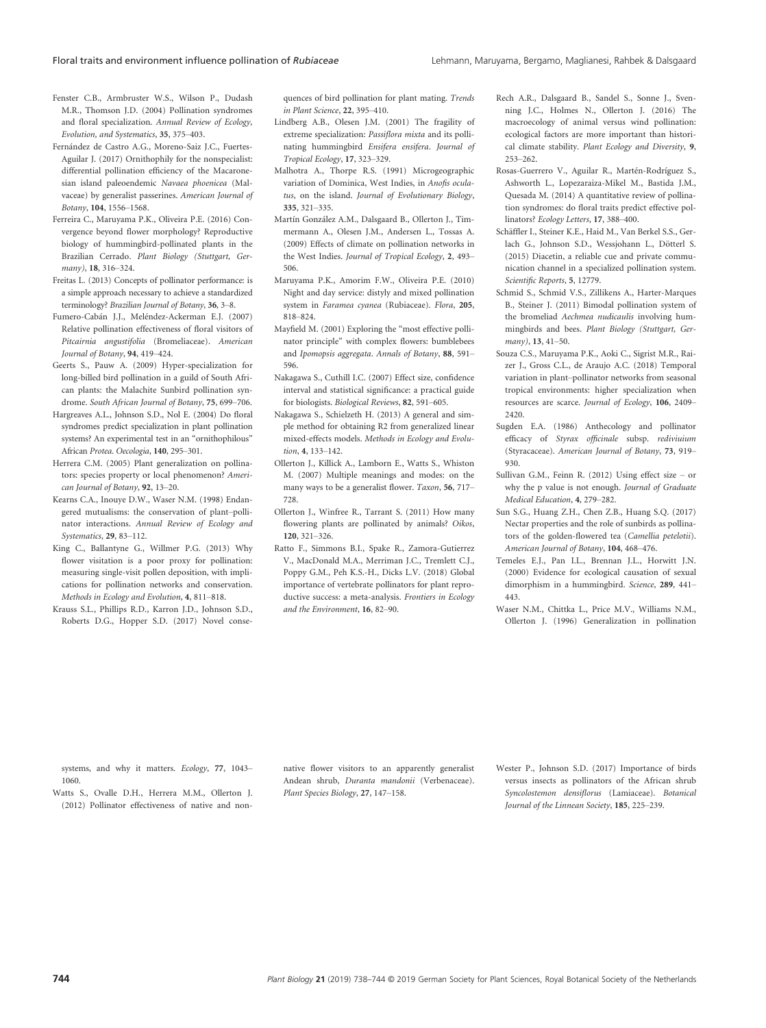Fenster C.B., Armbruster W.S., Wilson P., Dudash M.R., Thomson J.D. (2004) Pollination syndromes and floral specialization. *Annual Review of Ecology, Evolution, and Systematics*, **35**, 375–403.

Fernández de Castro A.G., Moreno-Saiz J.C., Fuertes-Aguilar J. (2017) Ornithophily for the nonspecialist: differential pollination efficiency of the Macaronesian island paleoendemic *Navaea phoenicea* (Malvaceae) by generalist passerines. *American Journal of Botany*, **104**, 1556–1568.

Ferreira C., Maruyama P.K., Oliveira P.E. (2016) Convergence beyond flower morphology? Reproductive biology of hummingbird-pollinated plants in the Brazilian Cerrado. *Plant Biology (Stuttgart, Germany)*, **18**, 316–324.

Freitas L. (2013) Concepts of pollinator performance: is a simple approach necessary to achieve a standardized terminology? *Brazilian Journal of Botany*, **36**, 3–8.

Fumero-Cabán J.J., Meléndez-Ackerman E.J. (2007) Relative pollination effectiveness of floral visitors of *Pitcairnia angustifolia* (Bromeliaceae). *American Journal of Botany*, **94**, 419–424.

Geerts S., Pauw A. (2009) Hyper-specialization for long-billed bird pollination in a guild of South African plants: the Malachite Sunbird pollination syndrome. *South African Journal of Botany*, **75**, 699–706.

Hargreaves A.L., Johnson S.D., Nol E. (2004) Do floral syndromes predict specialization in plant pollination systems? An experimental test in an "ornithophilous" African *Protea*. *Oecologia*, **140**, 295–301.

Herrera C.M. (2005) Plant generalization on pollinators: species property or local phenomenon? *American Journal of Botany*, **92**, 13–20.

Kearns C.A., Inouye D.W., Waser N.M. (1998) Endangered mutualisms: the conservation of plant–pollinator interactions. *Annual Review of Ecology and Systematics*, **29**, 83–112.

King C., Ballantyne G., Willmer P.G. (2013) Why flower visitation is a poor proxy for pollination: measuring single-visit pollen deposition, with implications for pollination networks and conservation. *Methods in Ecology and Evolution*, **4**, 811–818.

Krauss S.L., Phillips R.D., Karron J.D., Johnson S.D., Roberts D.G., Hopper S.D. (2017) Novel consequences of bird pollination for plant mating. *Trends in Plant Science*, **22**, 395–410.

Lindberg A.B., Olesen J.M. (2001) The fragility of extreme specialization: *Passiflora mixta* and its pollinating hummingbird *Ensifera ensifera*. *Journal of Tropical Ecology*, **17**, 323–329.

Malhotra A., Thorpe R.S. (1991) Microgeographic variation of Dominica, West Indies, in *Anofis oculatus*, on the island. *Journal of Evolutionary Biology*, **335**, 321–335.

Martín González A.M., Dalsgaard B., Ollerton J., Timmermann A., Olesen J.M., Andersen L., Tossas A. (2009) Effects of climate on pollination networks in the West Indies. *Journal of Tropical Ecology*, **2**, 493–506.

Maruyama P.K., Amorim F.W., Oliveira P.E. (2010) Night and day service: distyly and mixed pollination system in *Faramea cyanea* (Rubiaceae). *Flora*, **205**, 818–824.

Mayfield M. (2001) Exploring the "most effective pollinator principle" with complex flowers: bumblebees and *Ipomopsis aggregata*. *Annals of Botany*, **88**, 591–596.

Nakagawa S., Cuthill I.C. (2007) Effect size, confidence interval and statistical significance: a practical guide for biologists. *Biological Reviews*, **82**, 591–605.

Nakagawa S., Schielzeth H. (2013) A general and simple method for obtaining R2 from generalized linear mixed-effects models. *Methods in Ecology and Evolution*, **4**, 133–142.

Ollerton J., Killick A., Lamborn E., Watts S., Whiston M. (2007) Multiple meanings and modes: on the many ways to be a generalist flower. *Taxon*, **56**, 717–728.

Ollerton J., Winfree R., Tarrant S. (2011) How many flowering plants are pollinated by animals? *Oikos*, **120**, 321–326.

Ratto F., Simmons B.I., Spake R., Zamora-Gutierrez V., MacDonald M.A., Merriman J.C., Tremlett C.J., Poppy G.M., Peh K.S.-H., Dicks L.V. (2018) Global importance of vertebrate pollinators for plant reproductive success: a meta-analysis. *Frontiers in Ecology and the Environment*, **16**, 82–90.

Rech A.R., Dalsgaard B., Sandel S., Sonne J., Svenning J.C., Holmes N., Ollerton J. (2016) The macroecology of animal versus wind pollination: ecological factors are more important than historical climate stability. *Plant Ecology and Diversity*, **9**, 253–262.

Rosas-Guerrero V., Aguilar R., Martén-Rodríguez S., Ashworth L., Lopezaraiza-Mikel M., Bastida J.M., Quesada M. (2014) A quantitative review of pollination syndromes: do floral traits predict effective pollinators? *Ecology Letters*, **17**, 388–400.

Schäffler I., Steiner K.E., Haid M., Van Berkel S.S., Gerlach G., Johnson S.D., Wessjohann L., Dötterl S. (2015) Diacetin, a reliable cue and private communication channel in a specialized pollination system. *Scientific Reports*, **5**, 12779.

Schmid S., Schmid V.S., Zillikens A., Harter-Marques B., Steiner J. (2011) Bimodal pollination system of the bromeliad *Aechmea nudicaulis* involving hummingbirds and bees. *Plant Biology (Stuttgart, Germany)*, **13**, 41–50.

Souza C.S., Maruyama P.K., Aoki C., Sigrist M.R., Raizer J., Gross C.L., de Araujo A.C. (2018) Temporal variation in plant–pollinator networks from seasonal tropical environments: higher specialization when resources are scarce. *Journal of Ecology*, **106**, 2409–2420.

Sugden E.A. (1986) Anthecology and pollinator efficacy of *Styrax officinale* subsp. *redivivium* (Styracaceae). *American Journal of Botany*, **73**, 919–930.

Sullivan G.M., Feinn R. (2012) Using effect size – or why the p value is not enough. *Journal of Graduate Medical Education*, **4**, 279–282.

Sun S.G., Huang Z.H., Chen Z.B., Huang S.Q. (2017) Nectar properties and the role of sunbirds as pollinators of the golden-flowered tea (*Camellia petelotii*). *American Journal of Botany*, **104**, 468–476.

Temeles E.J., Pan I.L., Brennan J.L., Horwitt J.N. (2000) Evidence for ecological causation of sexual dimorphism in a hummingbird. *Science*, **289**, 441–443.

Waser N.M., Chittka L., Price M.V., Williams N.M., Ollerton J. (1996) Generalization in pollination systems, and why it matters. *Ecology*, **77**, 1043–1060.

Watts S., Ovalle D.H., Herrera M.M., Ollerton J. (2012) Pollinator effectiveness of native and non-native flower visitors to an apparently generalist Andean shrub, *Duranta mandonii* (Verbenaceae). *Plant Species Biology*, **27**, 147–158.

Wester P., Johnson S.D. (2017) Importance of birds versus insects as pollinators of the African shrub *Syncolostemon densiflorus* (Lamiaceae). *Botanical Journal of the Linnean Society*, **185**, 225–239.